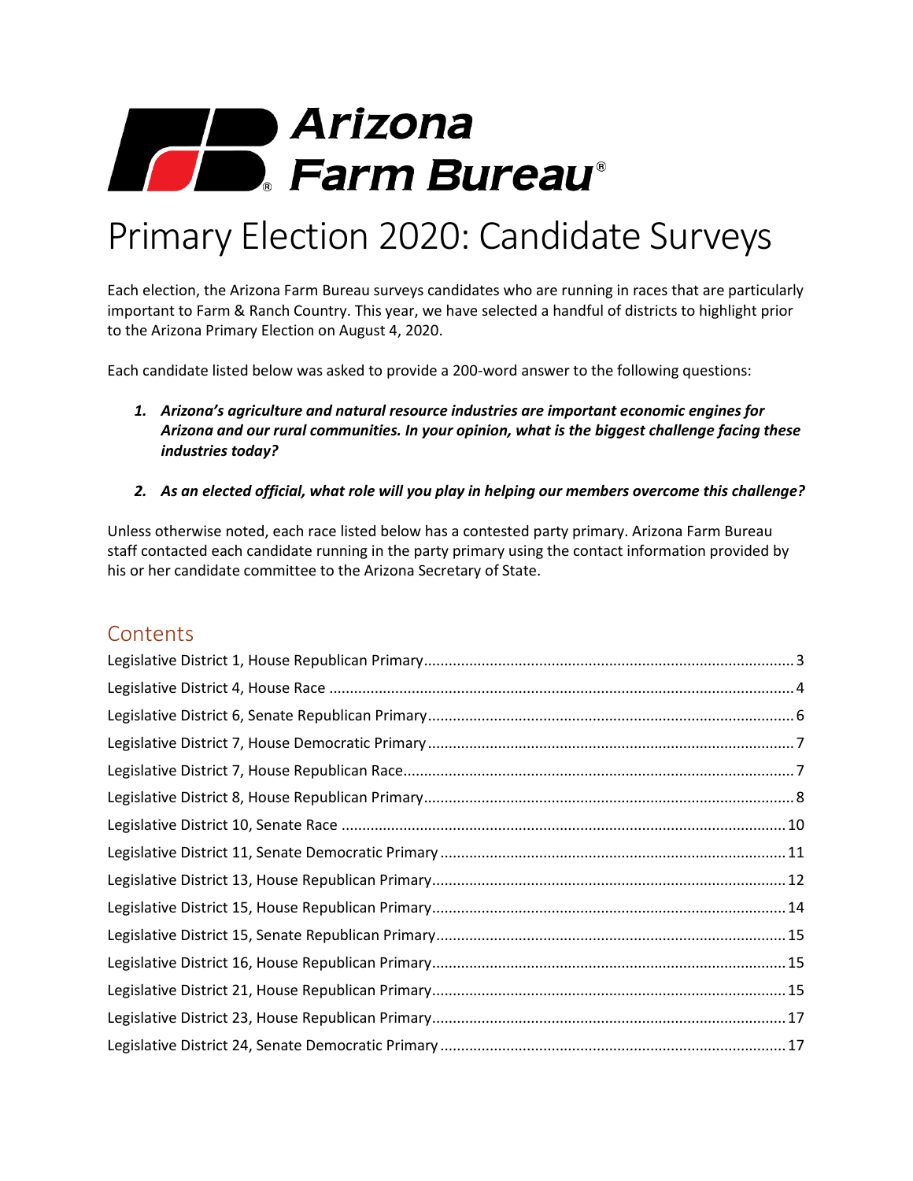# Arizona Farm Bureau

# Primary Election 2020: Candidate Surveys

Each election, the Arizona Farm Bureau surveys candidates who are running in races that are particularly important to Farm & Ranch Country. This year, we have selected a handful of districts to highlight prior to the Arizona Primary Election on August 4, 2020.

Each candidate listed below was asked to provide a 200-word answer to the following questions:

1. ***Arizona's agriculture and natural resource industries are important economic engines for Arizona and our rural communities. In your opinion, what is the biggest challenge facing these industries today?***
2. ***As an elected official, what role will you play in helping our members overcome this challenge?***

Unless otherwise noted, each race listed below has a contested party primary. Arizona Farm Bureau staff contacted each candidate running in the party primary using the contact information provided by his or her candidate committee to the Arizona Secretary of State.

## Contents

- Legislative District 1, House Republican Primary ..... 3
- Legislative District 4, House Race ..... 4
- Legislative District 6, Senate Republican Primary ..... 6
- Legislative District 7, House Democratic Primary ..... 7
- Legislative District 7, House Republican Race ..... 7
- Legislative District 8, House Republican Primary ..... 8
- Legislative District 10, Senate Race ..... 10
- Legislative District 11, Senate Democratic Primary ..... 11
- Legislative District 13, House Republican Primary ..... 12
- Legislative District 15, House Republican Primary ..... 14
- Legislative District 15, Senate Republican Primary ..... 15
- Legislative District 16, House Republican Primary ..... 15
- Legislative District 21, House Republican Primary ..... 15
- Legislative District 23, House Republican Primary ..... 17
- Legislative District 24, Senate Democratic Primary ..... 17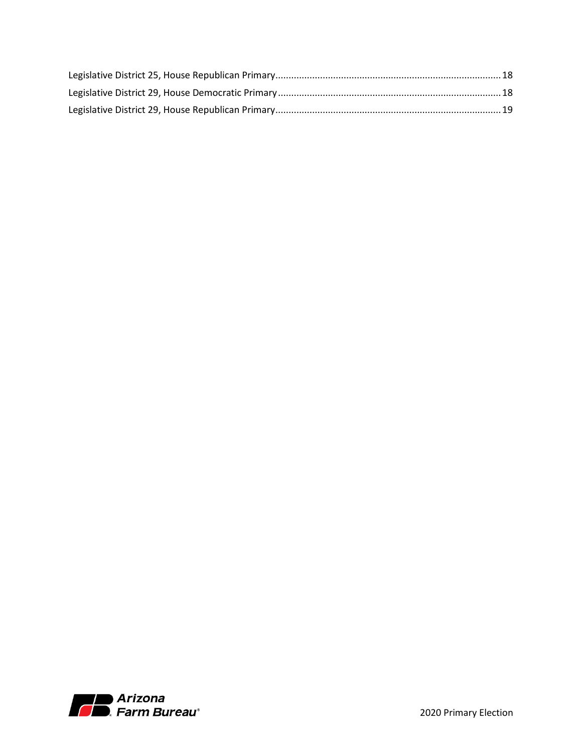Legislative District 25, House Republican Primary ........................................................................................ 18
Legislative District 29, House Democratic Primary ....................................................................................... 18
Legislative District 29, House Republican Primary ........................................................................................ 19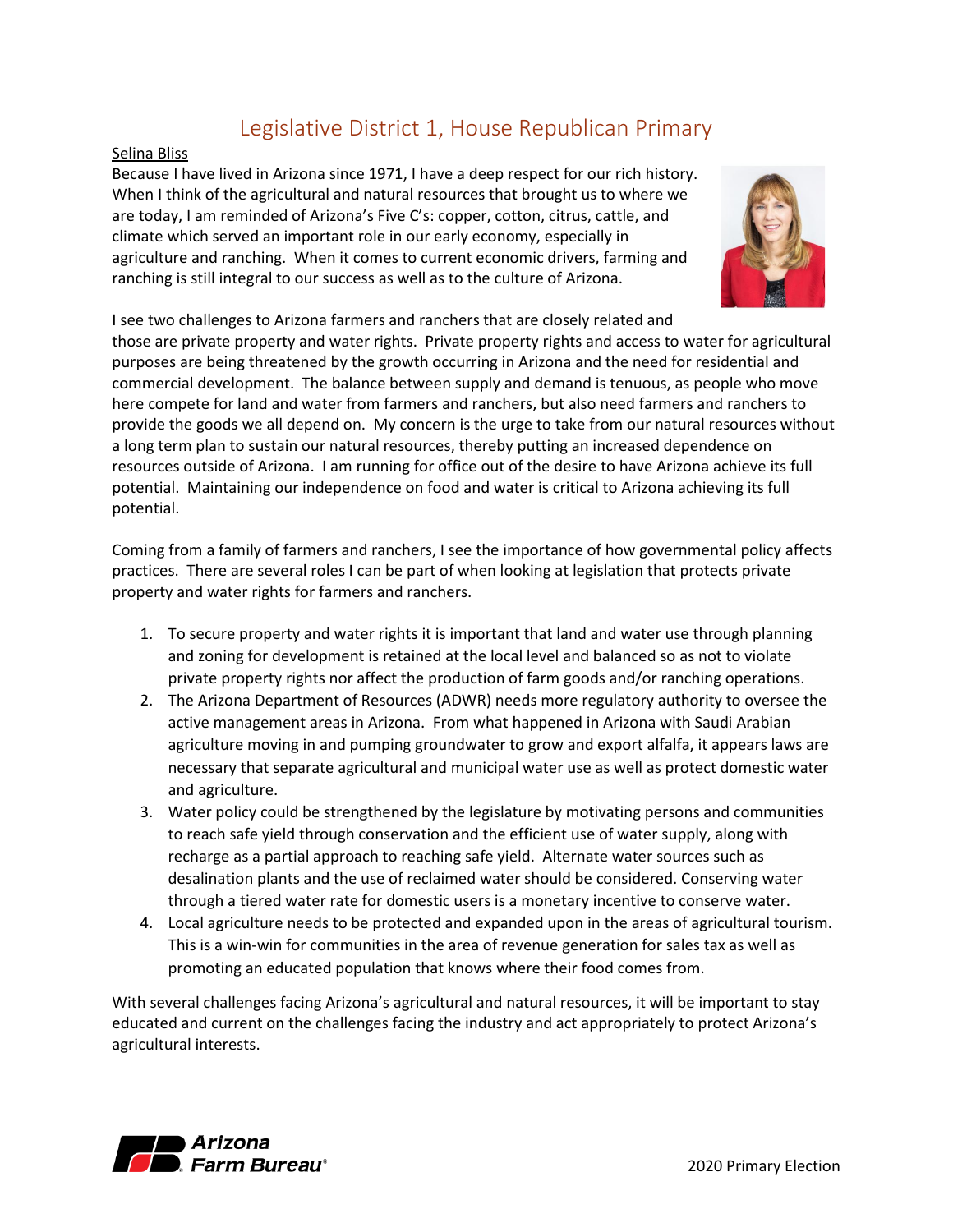# Legislative District 1, House Republican Primary

Selina Bliss

Because I have lived in Arizona since 1971, I have a deep respect for our rich history. When I think of the agricultural and natural resources that brought us to where we are today, I am reminded of Arizona's Five C's: copper, cotton, citrus, cattle, and climate which served an important role in our early economy, especially in agriculture and ranching. When it comes to current economic drivers, farming and ranching is still integral to our success as well as to the culture of Arizona.

I see two challenges to Arizona farmers and ranchers that are closely related and those are private property and water rights. Private property rights and access to water for agricultural purposes are being threatened by the growth occurring in Arizona and the need for residential and commercial development. The balance between supply and demand is tenuous, as people who move here compete for land and water from farmers and ranchers, but also need farmers and ranchers to provide the goods we all depend on. My concern is the urge to take from our natural resources without a long term plan to sustain our natural resources, thereby putting an increased dependence on resources outside of Arizona. I am running for office out of the desire to have Arizona achieve its full potential. Maintaining our independence on food and water is critical to Arizona achieving its full potential.

Coming from a family of farmers and ranchers, I see the importance of how governmental policy affects practices. There are several roles I can be part of when looking at legislation that protects private property and water rights for farmers and ranchers.

1. To secure property and water rights it is important that land and water use through planning and zoning for development is retained at the local level and balanced so as not to violate private property rights nor affect the production of farm goods and/or ranching operations.
2. The Arizona Department of Resources (ADWR) needs more regulatory authority to oversee the active management areas in Arizona. From what happened in Arizona with Saudi Arabian agriculture moving in and pumping groundwater to grow and export alfalfa, it appears laws are necessary that separate agricultural and municipal water use as well as protect domestic water and agriculture.
3. Water policy could be strengthened by the legislature by motivating persons and communities to reach safe yield through conservation and the efficient use of water supply, along with recharge as a partial approach to reaching safe yield. Alternate water sources such as desalination plants and the use of reclaimed water should be considered. Conserving water through a tiered water rate for domestic users is a monetary incentive to conserve water.
4. Local agriculture needs to be protected and expanded upon in the areas of agricultural tourism. This is a win-win for communities in the area of revenue generation for sales tax as well as promoting an educated population that knows where their food comes from.

With several challenges facing Arizona's agricultural and natural resources, it will be important to stay educated and current on the challenges facing the industry and act appropriately to protect Arizona's agricultural interests.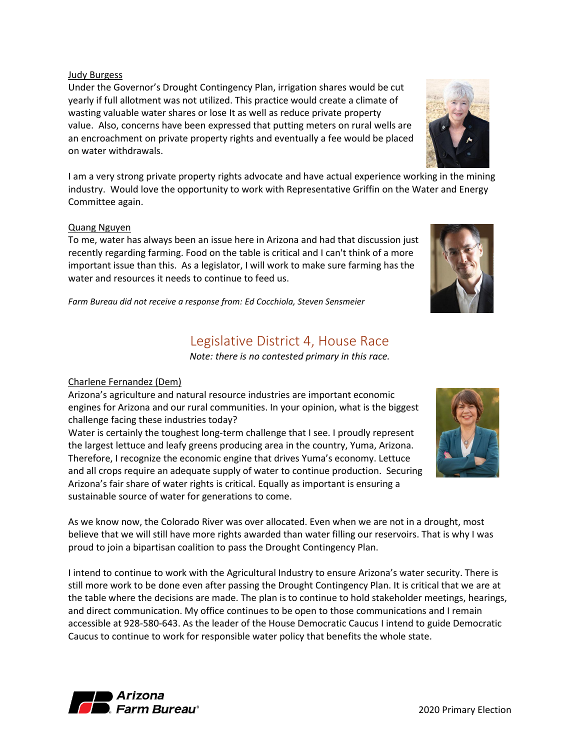Judy Burgess

Under the Governor's Drought Contingency Plan, irrigation shares would be cut yearly if full allotment was not utilized. This practice would create a climate of wasting valuable water shares or lose It as well as reduce private property value. Also, concerns have been expressed that putting meters on rural wells are an encroachment on private property rights and eventually a fee would be placed on water withdrawals.

I am a very strong private property rights advocate and have actual experience working in the mining industry. Would love the opportunity to work with Representative Griffin on the Water and Energy Committee again.

Quang Nguyen

To me, water has always been an issue here in Arizona and had that discussion just recently regarding farming. Food on the table is critical and I can't think of a more important issue than this. As a legislator, I will work to make sure farming has the water and resources it needs to continue to feed us.

*Farm Bureau did not receive a response from: Ed Cocchiola, Steven Sensmeier*

## Legislative District 4, House Race

*Note: there is no contested primary in this race.*

Charlene Fernandez (Dem)

Arizona's agriculture and natural resource industries are important economic engines for Arizona and our rural communities. In your opinion, what is the biggest challenge facing these industries today?

Water is certainly the toughest long-term challenge that I see. I proudly represent the largest lettuce and leafy greens producing area in the country, Yuma, Arizona. Therefore, I recognize the economic engine that drives Yuma's economy. Lettuce and all crops require an adequate supply of water to continue production. Securing Arizona's fair share of water rights is critical. Equally as important is ensuring a sustainable source of water for generations to come.

As we know now, the Colorado River was over allocated. Even when we are not in a drought, most believe that we will still have more rights awarded than water filling our reservoirs. That is why I was proud to join a bipartisan coalition to pass the Drought Contingency Plan.

I intend to continue to work with the Agricultural Industry to ensure Arizona's water security. There is still more work to be done even after passing the Drought Contingency Plan. It is critical that we are at the table where the decisions are made. The plan is to continue to hold stakeholder meetings, hearings, and direct communication. My office continues to be open to those communications and I remain accessible at 928-580-643. As the leader of the House Democratic Caucus I intend to guide Democratic Caucus to continue to work for responsible water policy that benefits the whole state.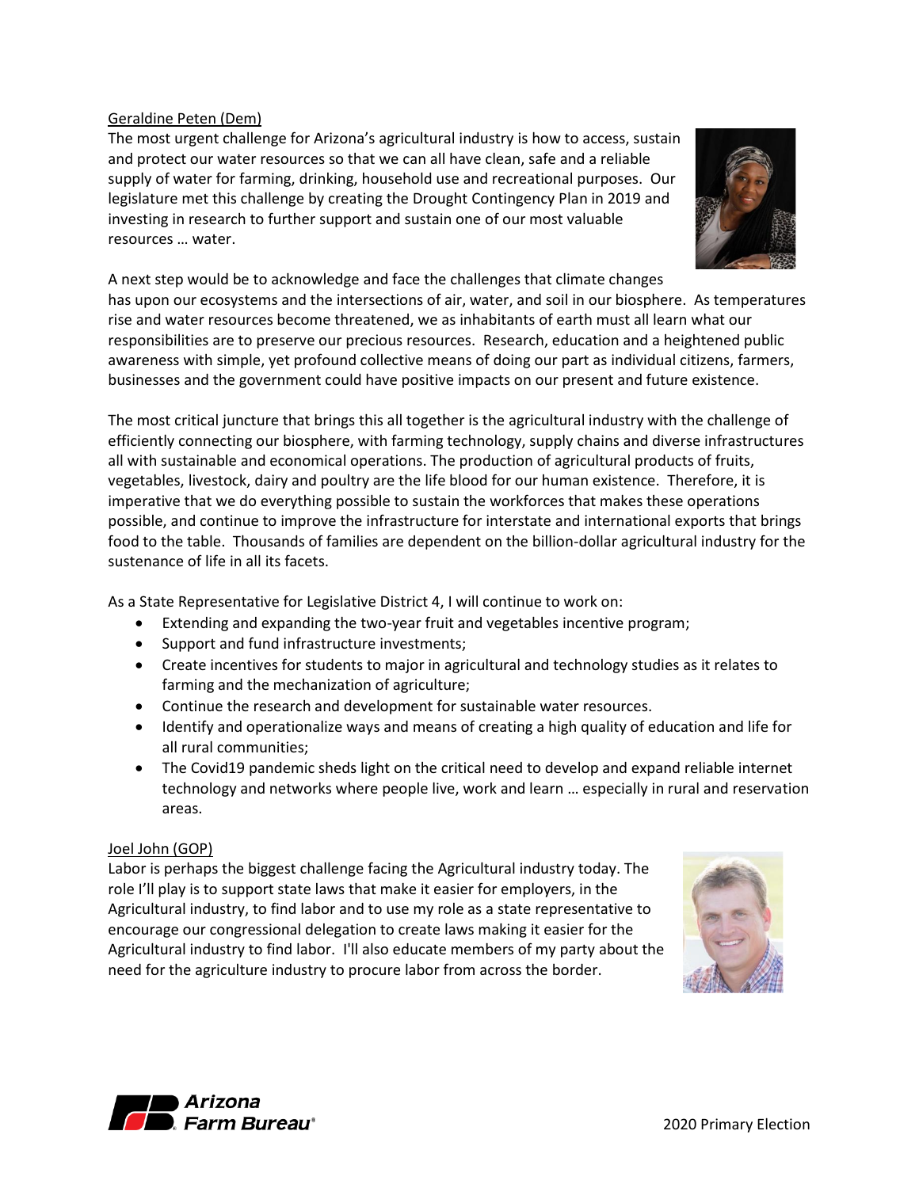Geraldine Peten (Dem)

The most urgent challenge for Arizona's agricultural industry is how to access, sustain and protect our water resources so that we can all have clean, safe and a reliable supply of water for farming, drinking, household use and recreational purposes. Our legislature met this challenge by creating the Drought Contingency Plan in 2019 and investing in research to further support and sustain one of our most valuable resources … water.

A next step would be to acknowledge and face the challenges that climate changes has upon our ecosystems and the intersections of air, water, and soil in our biosphere. As temperatures rise and water resources become threatened, we as inhabitants of earth must all learn what our responsibilities are to preserve our precious resources. Research, education and a heightened public awareness with simple, yet profound collective means of doing our part as individual citizens, farmers, businesses and the government could have positive impacts on our present and future existence.

The most critical juncture that brings this all together is the agricultural industry with the challenge of efficiently connecting our biosphere, with farming technology, supply chains and diverse infrastructures all with sustainable and economical operations. The production of agricultural products of fruits, vegetables, livestock, dairy and poultry are the life blood for our human existence. Therefore, it is imperative that we do everything possible to sustain the workforces that makes these operations possible, and continue to improve the infrastructure for interstate and international exports that brings food to the table. Thousands of families are dependent on the billion-dollar agricultural industry for the sustenance of life in all its facets.

As a State Representative for Legislative District 4, I will continue to work on:

- Extending and expanding the two-year fruit and vegetables incentive program;
- Support and fund infrastructure investments;
- Create incentives for students to major in agricultural and technology studies as it relates to farming and the mechanization of agriculture;
- Continue the research and development for sustainable water resources.
- Identify and operationalize ways and means of creating a high quality of education and life for all rural communities;
- The Covid19 pandemic sheds light on the critical need to develop and expand reliable internet technology and networks where people live, work and learn … especially in rural and reservation areas.

Joel John (GOP)

Labor is perhaps the biggest challenge facing the Agricultural industry today. The role I'll play is to support state laws that make it easier for employers, in the Agricultural industry, to find labor and to use my role as a state representative to encourage our congressional delegation to create laws making it easier for the Agricultural industry to find labor. I'll also educate members of my party about the need for the agriculture industry to procure labor from across the border.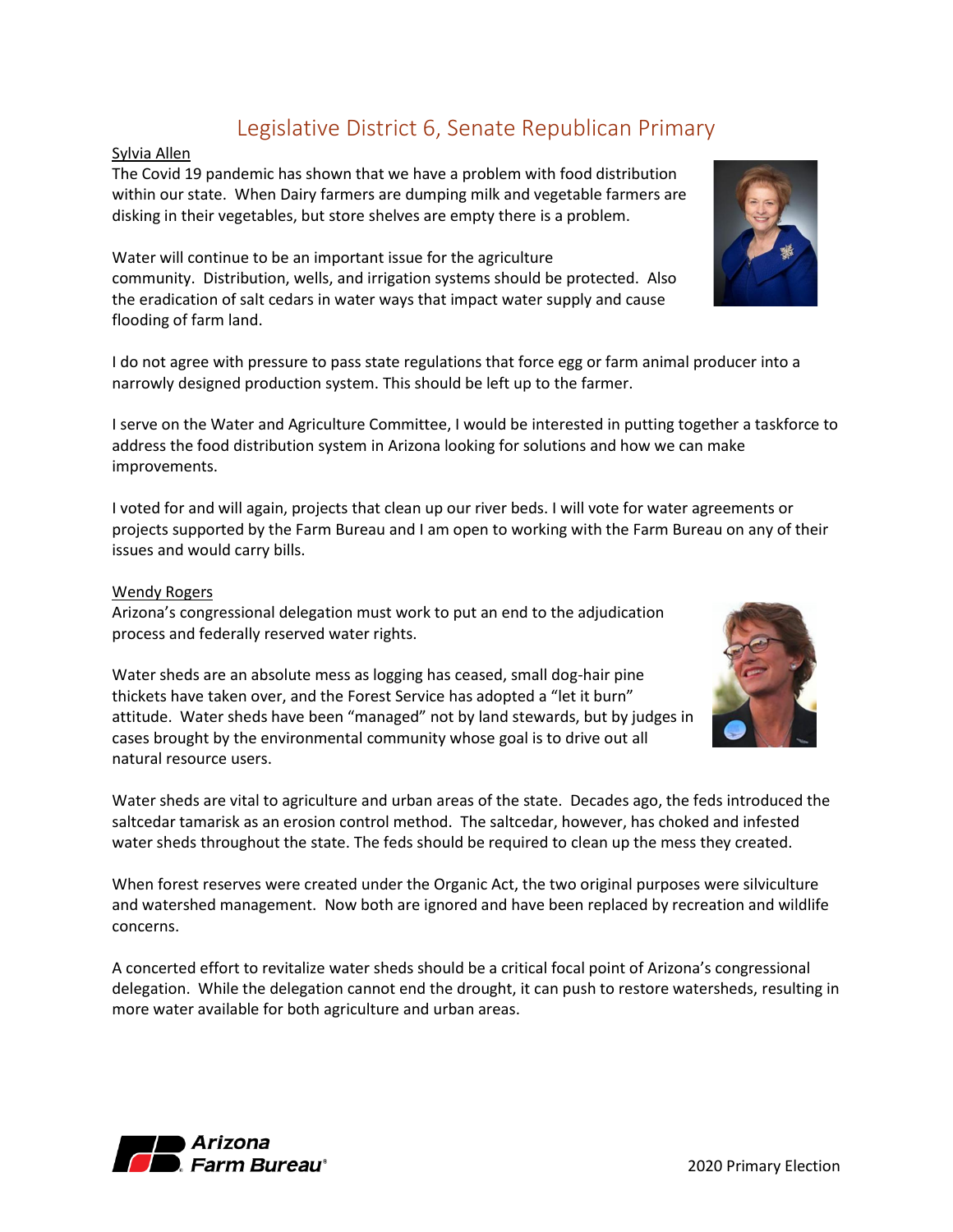## Legislative District 6, Senate Republican Primary

Sylvia Allen

The Covid 19 pandemic has shown that we have a problem with food distribution within our state. When Dairy farmers are dumping milk and vegetable farmers are disking in their vegetables, but store shelves are empty there is a problem.

Water will continue to be an important issue for the agriculture community. Distribution, wells, and irrigation systems should be protected. Also the eradication of salt cedars in water ways that impact water supply and cause flooding of farm land.

I do not agree with pressure to pass state regulations that force egg or farm animal producer into a narrowly designed production system. This should be left up to the farmer.

I serve on the Water and Agriculture Committee, I would be interested in putting together a taskforce to address the food distribution system in Arizona looking for solutions and how we can make improvements.

I voted for and will again, projects that clean up our river beds. I will vote for water agreements or projects supported by the Farm Bureau and I am open to working with the Farm Bureau on any of their issues and would carry bills.

Wendy Rogers

Arizona's congressional delegation must work to put an end to the adjudication process and federally reserved water rights.

Water sheds are an absolute mess as logging has ceased, small dog-hair pine thickets have taken over, and the Forest Service has adopted a "let it burn" attitude. Water sheds have been "managed" not by land stewards, but by judges in cases brought by the environmental community whose goal is to drive out all natural resource users.

Water sheds are vital to agriculture and urban areas of the state. Decades ago, the feds introduced the saltcedar tamarisk as an erosion control method. The saltcedar, however, has choked and infested water sheds throughout the state. The feds should be required to clean up the mess they created.

When forest reserves were created under the Organic Act, the two original purposes were silviculture and watershed management. Now both are ignored and have been replaced by recreation and wildlife concerns.

A concerted effort to revitalize water sheds should be a critical focal point of Arizona's congressional delegation. While the delegation cannot end the drought, it can push to restore watersheds, resulting in more water available for both agriculture and urban areas.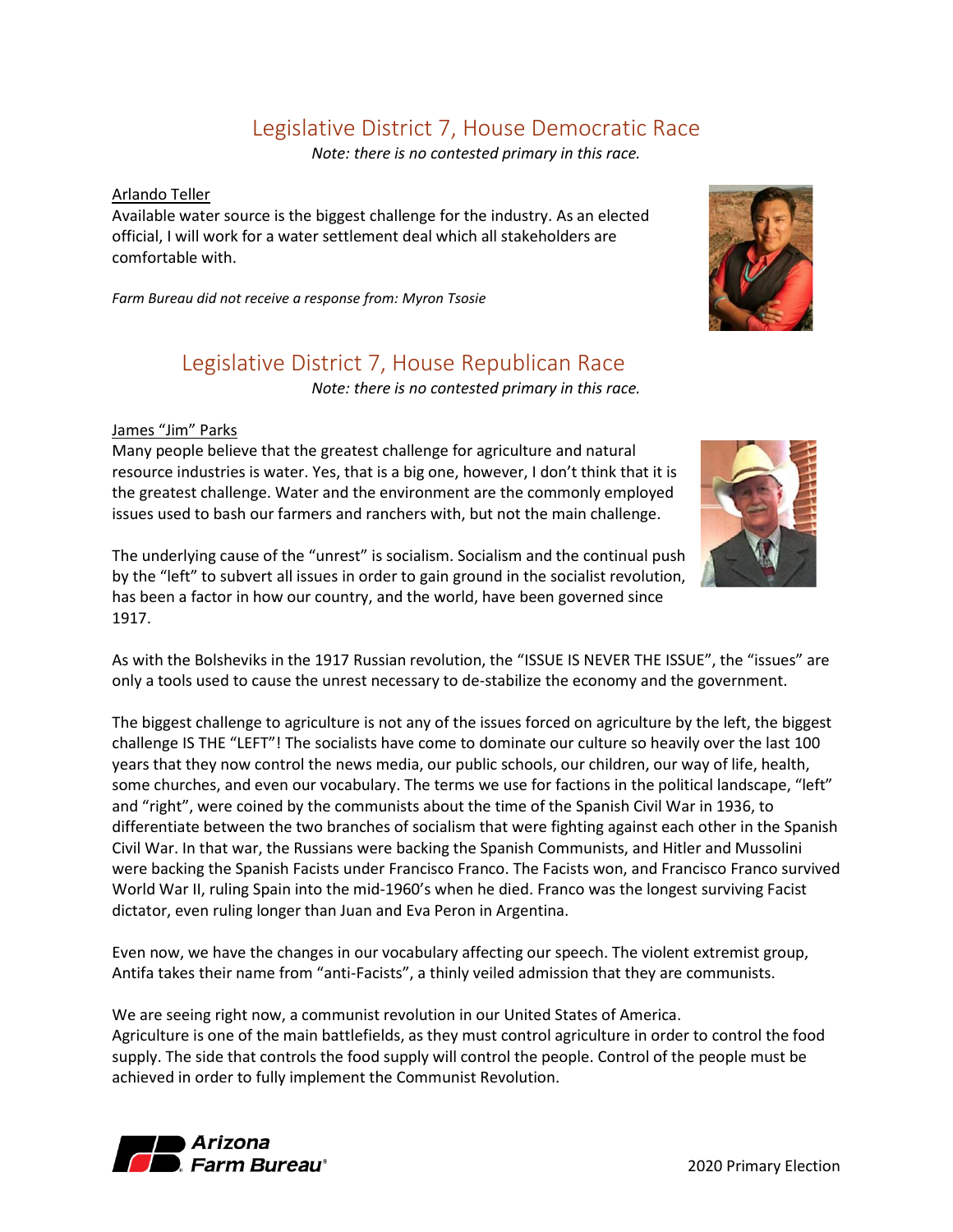## Legislative District 7, House Democratic Race

*Note: there is no contested primary in this race.*

Arlando Teller

Available water source is the biggest challenge for the industry. As an elected official, I will work for a water settlement deal which all stakeholders are comfortable with.

*Farm Bureau did not receive a response from: Myron Tsosie*

## Legislative District 7, House Republican Race

*Note: there is no contested primary in this race.*

James "Jim" Parks

Many people believe that the greatest challenge for agriculture and natural resource industries is water. Yes, that is a big one, however, I don't think that it is the greatest challenge. Water and the environment are the commonly employed issues used to bash our farmers and ranchers with, but not the main challenge.

The underlying cause of the "unrest" is socialism. Socialism and the continual push by the "left" to subvert all issues in order to gain ground in the socialist revolution, has been a factor in how our country, and the world, have been governed since 1917.

As with the Bolsheviks in the 1917 Russian revolution, the "ISSUE IS NEVER THE ISSUE", the "issues" are only a tools used to cause the unrest necessary to de-stabilize the economy and the government.

The biggest challenge to agriculture is not any of the issues forced on agriculture by the left, the biggest challenge IS THE "LEFT"! The socialists have come to dominate our culture so heavily over the last 100 years that they now control the news media, our public schools, our children, our way of life, health, some churches, and even our vocabulary. The terms we use for factions in the political landscape, "left" and "right", were coined by the communists about the time of the Spanish Civil War in 1936, to differentiate between the two branches of socialism that were fighting against each other in the Spanish Civil War. In that war, the Russians were backing the Spanish Communists, and Hitler and Mussolini were backing the Spanish Facists under Francisco Franco. The Facists won, and Francisco Franco survived World War II, ruling Spain into the mid-1960's when he died. Franco was the longest surviving Facist dictator, even ruling longer than Juan and Eva Peron in Argentina.

Even now, we have the changes in our vocabulary affecting our speech. The violent extremist group, Antifa takes their name from "anti-Facists", a thinly veiled admission that they are communists.

We are seeing right now, a communist revolution in our United States of America. Agriculture is one of the main battlefields, as they must control agriculture in order to control the food supply. The side that controls the food supply will control the people. Control of the people must be achieved in order to fully implement the Communist Revolution.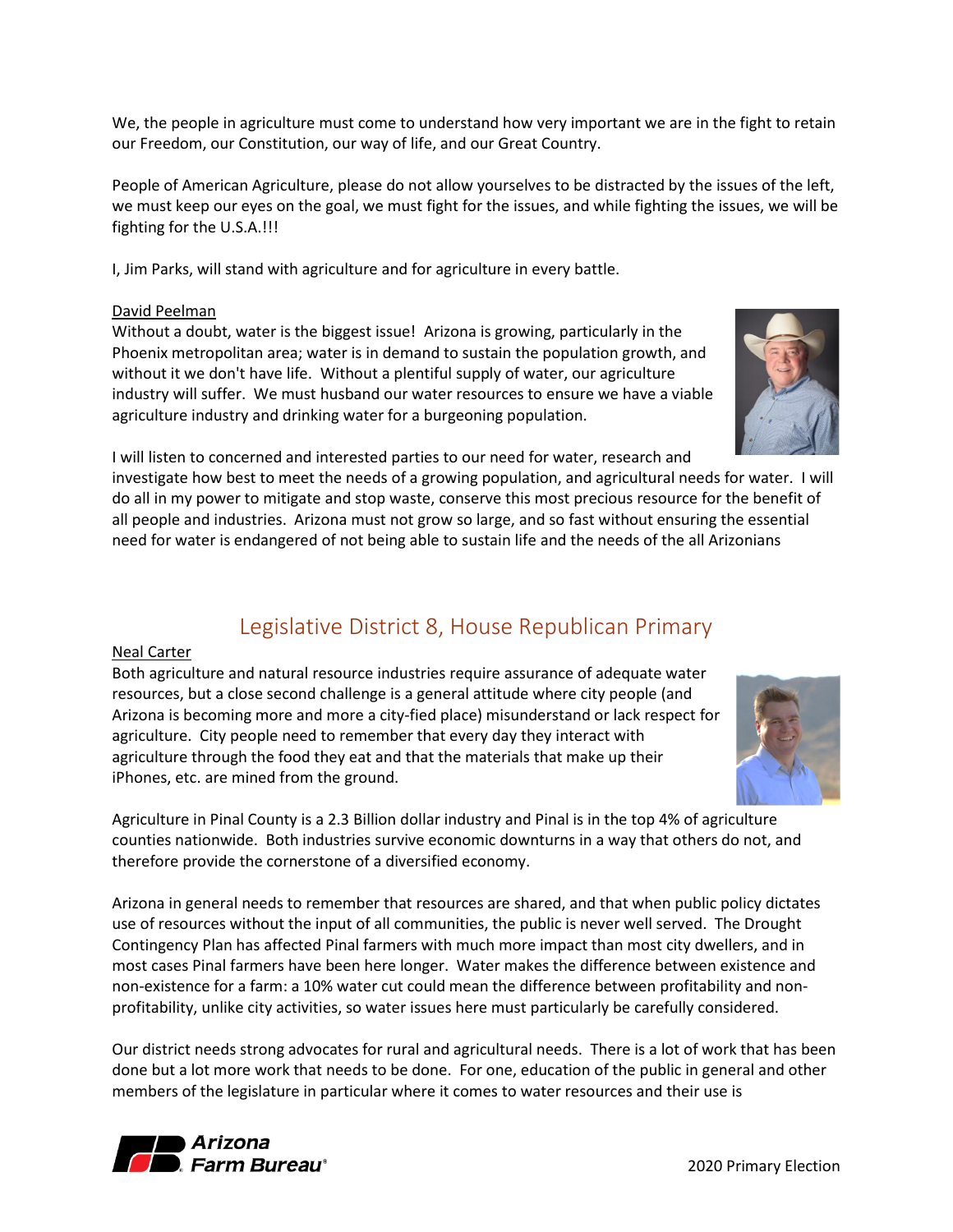We, the people in agriculture must come to understand how very important we are in the fight to retain our Freedom, our Constitution, our way of life, and our Great Country.

People of American Agriculture, please do not allow yourselves to be distracted by the issues of the left, we must keep our eyes on the goal, we must fight for the issues, and while fighting the issues, we will be fighting for the U.S.A.!!!

I, Jim Parks, will stand with agriculture and for agriculture in every battle.

David Peelman

Without a doubt, water is the biggest issue! Arizona is growing, particularly in the Phoenix metropolitan area; water is in demand to sustain the population growth, and without it we don't have life. Without a plentiful supply of water, our agriculture industry will suffer. We must husband our water resources to ensure we have a viable agriculture industry and drinking water for a burgeoning population.

I will listen to concerned and interested parties to our need for water, research and investigate how best to meet the needs of a growing population, and agricultural needs for water. I will do all in my power to mitigate and stop waste, conserve this most precious resource for the benefit of all people and industries. Arizona must not grow so large, and so fast without ensuring the essential need for water is endangered of not being able to sustain life and the needs of the all Arizonians

## Legislative District 8, House Republican Primary

Neal Carter

Both agriculture and natural resource industries require assurance of adequate water resources, but a close second challenge is a general attitude where city people (and Arizona is becoming more and more a city-fied place) misunderstand or lack respect for agriculture. City people need to remember that every day they interact with agriculture through the food they eat and that the materials that make up their iPhones, etc. are mined from the ground.

Agriculture in Pinal County is a 2.3 Billion dollar industry and Pinal is in the top 4% of agriculture counties nationwide. Both industries survive economic downturns in a way that others do not, and therefore provide the cornerstone of a diversified economy.

Arizona in general needs to remember that resources are shared, and that when public policy dictates use of resources without the input of all communities, the public is never well served. The Drought Contingency Plan has affected Pinal farmers with much more impact than most city dwellers, and in most cases Pinal farmers have been here longer. Water makes the difference between existence and non-existence for a farm: a 10% water cut could mean the difference between profitability and non-profitability, unlike city activities, so water issues here must particularly be carefully considered.

Our district needs strong advocates for rural and agricultural needs. There is a lot of work that has been done but a lot more work that needs to be done. For one, education of the public in general and other members of the legislature in particular where it comes to water resources and their use is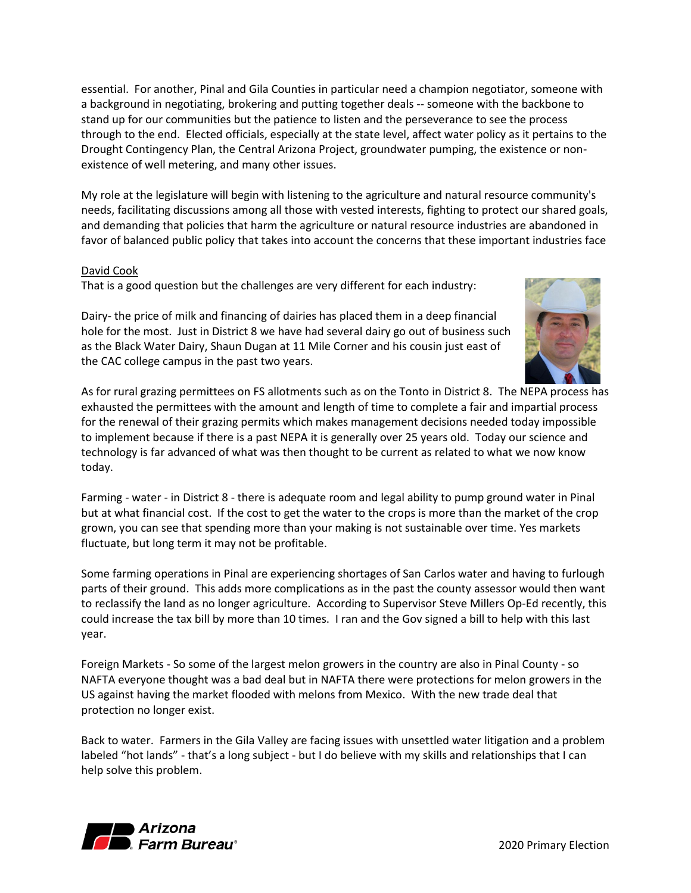essential. For another, Pinal and Gila Counties in particular need a champion negotiator, someone with a background in negotiating, brokering and putting together deals -- someone with the backbone to stand up for our communities but the patience to listen and the perseverance to see the process through to the end. Elected officials, especially at the state level, affect water policy as it pertains to the Drought Contingency Plan, the Central Arizona Project, groundwater pumping, the existence or non-existence of well metering, and many other issues.

My role at the legislature will begin with listening to the agriculture and natural resource community's needs, facilitating discussions among all those with vested interests, fighting to protect our shared goals, and demanding that policies that harm the agriculture or natural resource industries are abandoned in favor of balanced public policy that takes into account the concerns that these important industries face

David Cook

That is a good question but the challenges are very different for each industry:

Dairy- the price of milk and financing of dairies has placed them in a deep financial hole for the most. Just in District 8 we have had several dairy go out of business such as the Black Water Dairy, Shaun Dugan at 11 Mile Corner and his cousin just east of the CAC college campus in the past two years.

As for rural grazing permittees on FS allotments such as on the Tonto in District 8. The NEPA process has exhausted the permittees with the amount and length of time to complete a fair and impartial process for the renewal of their grazing permits which makes management decisions needed today impossible to implement because if there is a past NEPA it is generally over 25 years old. Today our science and technology is far advanced of what was then thought to be current as related to what we now know today.

Farming - water - in District 8 - there is adequate room and legal ability to pump ground water in Pinal but at what financial cost. If the cost to get the water to the crops is more than the market of the crop grown, you can see that spending more than your making is not sustainable over time. Yes markets fluctuate, but long term it may not be profitable.

Some farming operations in Pinal are experiencing shortages of San Carlos water and having to furlough parts of their ground. This adds more complications as in the past the county assessor would then want to reclassify the land as no longer agriculture. According to Supervisor Steve Millers Op-Ed recently, this could increase the tax bill by more than 10 times. I ran and the Gov signed a bill to help with this last year.

Foreign Markets - So some of the largest melon growers in the country are also in Pinal County - so NAFTA everyone thought was a bad deal but in NAFTA there were protections for melon growers in the US against having the market flooded with melons from Mexico. With the new trade deal that protection no longer exist.

Back to water. Farmers in the Gila Valley are facing issues with unsettled water litigation and a problem labeled “hot lands” - that’s a long subject - but I do believe with my skills and relationships that I can help solve this problem.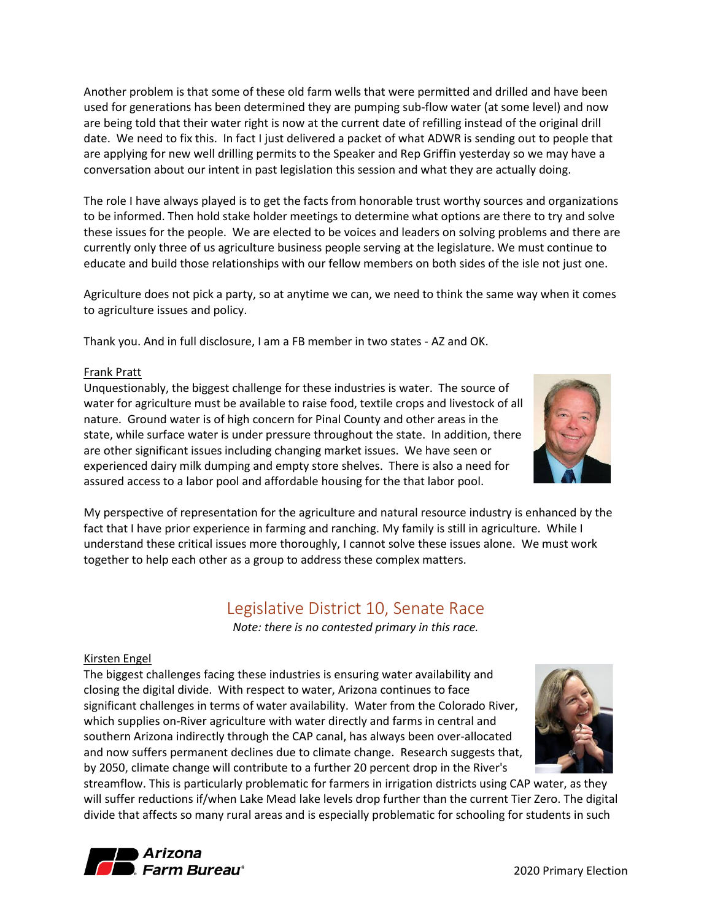Another problem is that some of these old farm wells that were permitted and drilled and have been used for generations has been determined they are pumping sub-flow water (at some level) and now are being told that their water right is now at the current date of refilling instead of the original drill date. We need to fix this. In fact I just delivered a packet of what ADWR is sending out to people that are applying for new well drilling permits to the Speaker and Rep Griffin yesterday so we may have a conversation about our intent in past legislation this session and what they are actually doing.

The role I have always played is to get the facts from honorable trust worthy sources and organizations to be informed. Then hold stake holder meetings to determine what options are there to try and solve these issues for the people. We are elected to be voices and leaders on solving problems and there are currently only three of us agriculture business people serving at the legislature. We must continue to educate and build those relationships with our fellow members on both sides of the isle not just one.

Agriculture does not pick a party, so at anytime we can, we need to think the same way when it comes to agriculture issues and policy.

Thank you. And in full disclosure, I am a FB member in two states - AZ and OK.

Frank Pratt

Unquestionably, the biggest challenge for these industries is water. The source of water for agriculture must be available to raise food, textile crops and livestock of all nature. Ground water is of high concern for Pinal County and other areas in the state, while surface water is under pressure throughout the state. In addition, there are other significant issues including changing market issues. We have seen or experienced dairy milk dumping and empty store shelves. There is also a need for assured access to a labor pool and affordable housing for the that labor pool.

My perspective of representation for the agriculture and natural resource industry is enhanced by the fact that I have prior experience in farming and ranching. My family is still in agriculture. While I understand these critical issues more thoroughly, I cannot solve these issues alone. We must work together to help each other as a group to address these complex matters.

## Legislative District 10, Senate Race

*Note: there is no contested primary in this race.*

Kirsten Engel

The biggest challenges facing these industries is ensuring water availability and closing the digital divide. With respect to water, Arizona continues to face significant challenges in terms of water availability. Water from the Colorado River, which supplies on-River agriculture with water directly and farms in central and southern Arizona indirectly through the CAP canal, has always been over-allocated and now suffers permanent declines due to climate change. Research suggests that, by 2050, climate change will contribute to a further 20 percent drop in the River's streamflow. This is particularly problematic for farmers in irrigation districts using CAP water, as they will suffer reductions if/when Lake Mead lake levels drop further than the current Tier Zero. The digital divide that affects so many rural areas and is especially problematic for schooling for students in such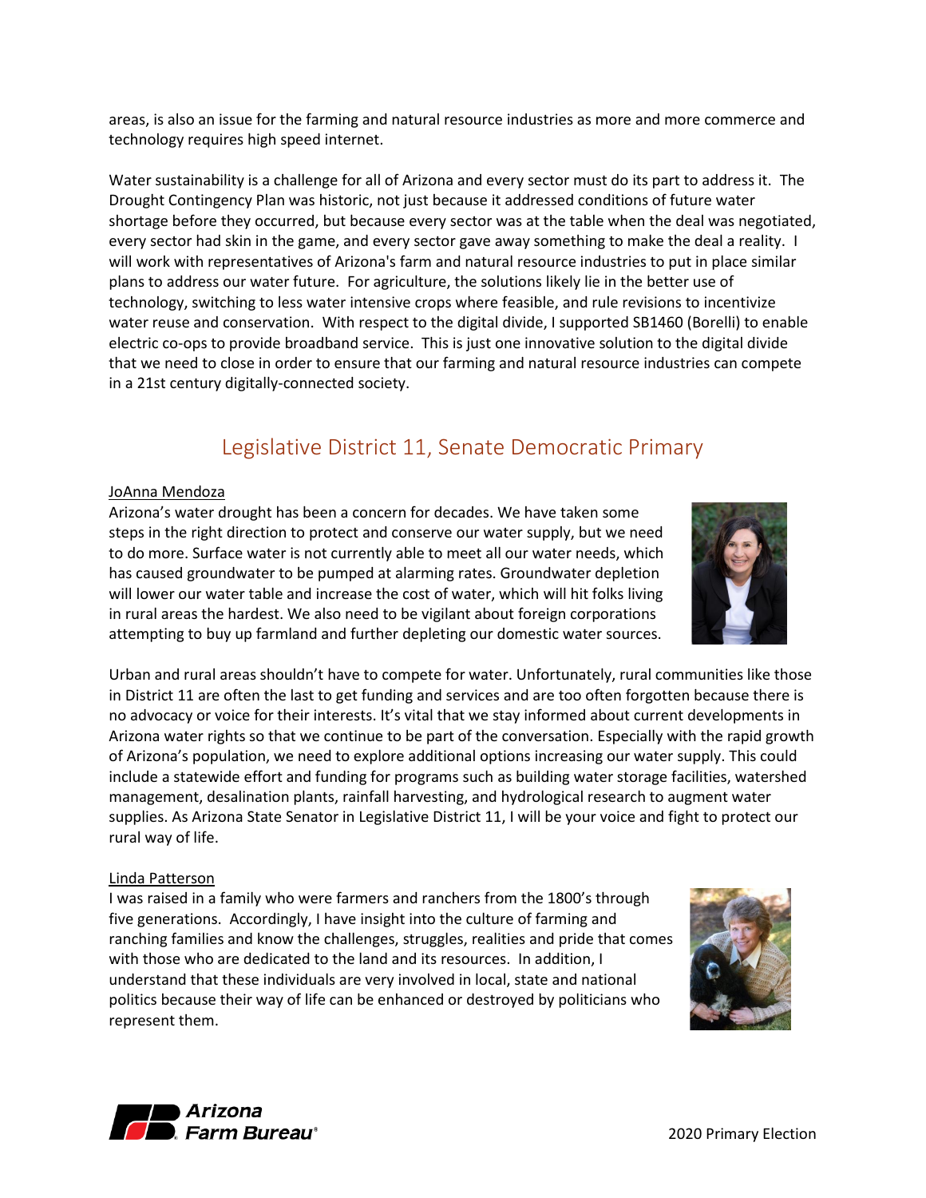areas, is also an issue for the farming and natural resource industries as more and more commerce and technology requires high speed internet.

Water sustainability is a challenge for all of Arizona and every sector must do its part to address it. The Drought Contingency Plan was historic, not just because it addressed conditions of future water shortage before they occurred, but because every sector was at the table when the deal was negotiated, every sector had skin in the game, and every sector gave away something to make the deal a reality. I will work with representatives of Arizona's farm and natural resource industries to put in place similar plans to address our water future. For agriculture, the solutions likely lie in the better use of technology, switching to less water intensive crops where feasible, and rule revisions to incentivize water reuse and conservation. With respect to the digital divide, I supported SB1460 (Borelli) to enable electric co-ops to provide broadband service. This is just one innovative solution to the digital divide that we need to close in order to ensure that our farming and natural resource industries can compete in a 21st century digitally-connected society.

## Legislative District 11, Senate Democratic Primary

JoAnna Mendoza

Arizona's water drought has been a concern for decades. We have taken some steps in the right direction to protect and conserve our water supply, but we need to do more. Surface water is not currently able to meet all our water needs, which has caused groundwater to be pumped at alarming rates. Groundwater depletion will lower our water table and increase the cost of water, which will hit folks living in rural areas the hardest. We also need to be vigilant about foreign corporations attempting to buy up farmland and further depleting our domestic water sources.

Urban and rural areas shouldn't have to compete for water. Unfortunately, rural communities like those in District 11 are often the last to get funding and services and are too often forgotten because there is no advocacy or voice for their interests. It's vital that we stay informed about current developments in Arizona water rights so that we continue to be part of the conversation. Especially with the rapid growth of Arizona's population, we need to explore additional options increasing our water supply. This could include a statewide effort and funding for programs such as building water storage facilities, watershed management, desalination plants, rainfall harvesting, and hydrological research to augment water supplies. As Arizona State Senator in Legislative District 11, I will be your voice and fight to protect our rural way of life.

Linda Patterson

I was raised in a family who were farmers and ranchers from the 1800's through five generations. Accordingly, I have insight into the culture of farming and ranching families and know the challenges, struggles, realities and pride that comes with those who are dedicated to the land and its resources. In addition, I understand that these individuals are very involved in local, state and national politics because their way of life can be enhanced or destroyed by politicians who represent them.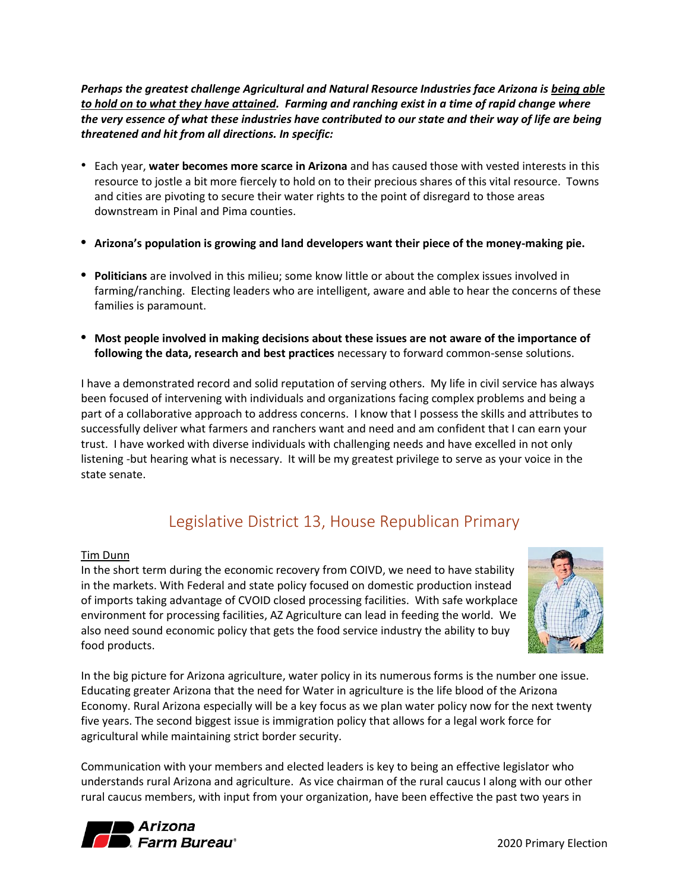***Perhaps the greatest challenge Agricultural and Natural Resource Industries face Arizona is <u>being able to hold on to what they have attained</u>. Farming and ranching exist in a time of rapid change where the very essence of what these industries have contributed to our state and their way of life are being threatened and hit from all directions. In specific:***

- Each year, **water becomes more scarce in Arizona** and has caused those with vested interests in this resource to jostle a bit more fiercely to hold on to their precious shares of this vital resource. Towns and cities are pivoting to secure their water rights to the point of disregard to those areas downstream in Pinal and Pima counties.
- **Arizona's population is growing and land developers want their piece of the money-making pie.**
- **Politicians** are involved in this milieu; some know little or about the complex issues involved in farming/ranching. Electing leaders who are intelligent, aware and able to hear the concerns of these families is paramount.
- **Most people involved in making decisions about these issues are not aware of the importance of following the data, research and best practices** necessary to forward common-sense solutions.

I have a demonstrated record and solid reputation of serving others. My life in civil service has always been focused of intervening with individuals and organizations facing complex problems and being a part of a collaborative approach to address concerns. I know that I possess the skills and attributes to successfully deliver what farmers and ranchers want and need and am confident that I can earn your trust. I have worked with diverse individuals with challenging needs and have excelled in not only listening -but hearing what is necessary. It will be my greatest privilege to serve as your voice in the state senate.

## Legislative District 13, House Republican Primary

<u>Tim Dunn</u>

In the short term during the economic recovery from COIVD, we need to have stability in the markets. With Federal and state policy focused on domestic production instead of imports taking advantage of CVOID closed processing facilities. With safe workplace environment for processing facilities, AZ Agriculture can lead in feeding the world. We also need sound economic policy that gets the food service industry the ability to buy food products.

In the big picture for Arizona agriculture, water policy in its numerous forms is the number one issue. Educating greater Arizona that the need for Water in agriculture is the life blood of the Arizona Economy. Rural Arizona especially will be a key focus as we plan water policy now for the next twenty five years. The second biggest issue is immigration policy that allows for a legal work force for agricultural while maintaining strict border security.

Communication with your members and elected leaders is key to being an effective legislator who understands rural Arizona and agriculture. As vice chairman of the rural caucus I along with our other rural caucus members, with input from your organization, have been effective the past two years in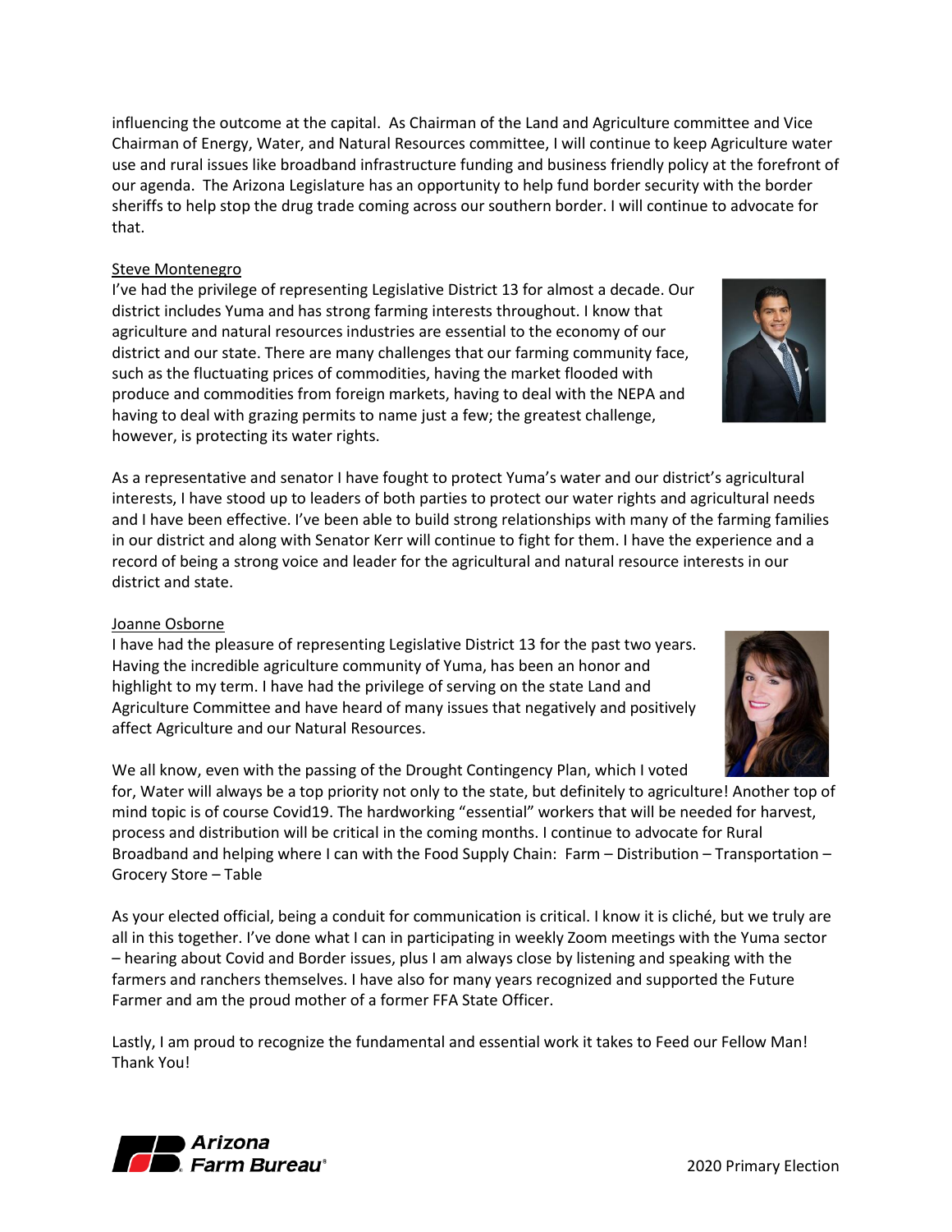influencing the outcome at the capital. As Chairman of the Land and Agriculture committee and Vice Chairman of Energy, Water, and Natural Resources committee, I will continue to keep Agriculture water use and rural issues like broadband infrastructure funding and business friendly policy at the forefront of our agenda. The Arizona Legislature has an opportunity to help fund border security with the border sheriffs to help stop the drug trade coming across our southern border. I will continue to advocate for that.

Steve Montenegro

I've had the privilege of representing Legislative District 13 for almost a decade. Our district includes Yuma and has strong farming interests throughout. I know that agriculture and natural resources industries are essential to the economy of our district and our state. There are many challenges that our farming community face, such as the fluctuating prices of commodities, having the market flooded with produce and commodities from foreign markets, having to deal with the NEPA and having to deal with grazing permits to name just a few; the greatest challenge, however, is protecting its water rights.

As a representative and senator I have fought to protect Yuma's water and our district's agricultural interests, I have stood up to leaders of both parties to protect our water rights and agricultural needs and I have been effective. I've been able to build strong relationships with many of the farming families in our district and along with Senator Kerr will continue to fight for them. I have the experience and a record of being a strong voice and leader for the agricultural and natural resource interests in our district and state.

Joanne Osborne

I have had the pleasure of representing Legislative District 13 for the past two years. Having the incredible agriculture community of Yuma, has been an honor and highlight to my term. I have had the privilege of serving on the state Land and Agriculture Committee and have heard of many issues that negatively and positively affect Agriculture and our Natural Resources.

We all know, even with the passing of the Drought Contingency Plan, which I voted for, Water will always be a top priority not only to the state, but definitely to agriculture! Another top of mind topic is of course Covid19. The hardworking "essential" workers that will be needed for harvest, process and distribution will be critical in the coming months. I continue to advocate for Rural Broadband and helping where I can with the Food Supply Chain: Farm – Distribution – Transportation – Grocery Store – Table

As your elected official, being a conduit for communication is critical. I know it is cliché, but we truly are all in this together. I've done what I can in participating in weekly Zoom meetings with the Yuma sector – hearing about Covid and Border issues, plus I am always close by listening and speaking with the farmers and ranchers themselves. I have also for many years recognized and supported the Future Farmer and am the proud mother of a former FFA State Officer.

Lastly, I am proud to recognize the fundamental and essential work it takes to Feed our Fellow Man! Thank You!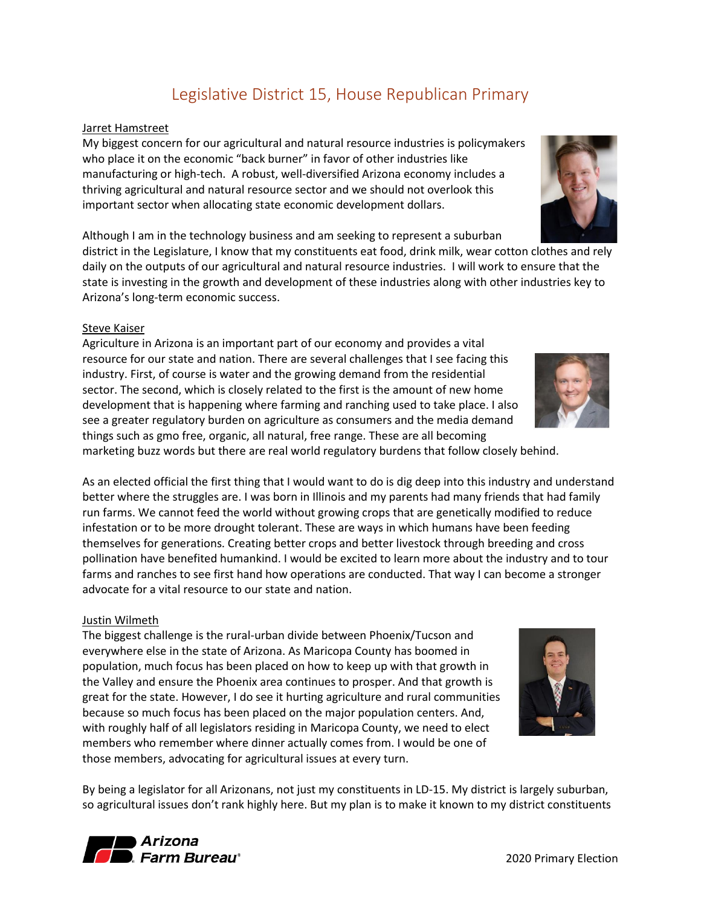## Legislative District 15, House Republican Primary

Jarret Hamstreet

My biggest concern for our agricultural and natural resource industries is policymakers who place it on the economic "back burner" in favor of other industries like manufacturing or high-tech. A robust, well-diversified Arizona economy includes a thriving agricultural and natural resource sector and we should not overlook this important sector when allocating state economic development dollars.

Although I am in the technology business and am seeking to represent a suburban district in the Legislature, I know that my constituents eat food, drink milk, wear cotton clothes and rely daily on the outputs of our agricultural and natural resource industries. I will work to ensure that the state is investing in the growth and development of these industries along with other industries key to Arizona's long-term economic success.

Steve Kaiser

Agriculture in Arizona is an important part of our economy and provides a vital resource for our state and nation. There are several challenges that I see facing this industry. First, of course is water and the growing demand from the residential sector. The second, which is closely related to the first is the amount of new home development that is happening where farming and ranching used to take place. I also see a greater regulatory burden on agriculture as consumers and the media demand things such as gmo free, organic, all natural, free range. These are all becoming marketing buzz words but there are real world regulatory burdens that follow closely behind.

As an elected official the first thing that I would want to do is dig deep into this industry and understand better where the struggles are. I was born in Illinois and my parents had many friends that had family run farms. We cannot feed the world without growing crops that are genetically modified to reduce infestation or to be more drought tolerant. These are ways in which humans have been feeding themselves for generations. Creating better crops and better livestock through breeding and cross pollination have benefited humankind. I would be excited to learn more about the industry and to tour farms and ranches to see first hand how operations are conducted. That way I can become a stronger advocate for a vital resource to our state and nation.

Justin Wilmeth

The biggest challenge is the rural-urban divide between Phoenix/Tucson and everywhere else in the state of Arizona. As Maricopa County has boomed in population, much focus has been placed on how to keep up with that growth in the Valley and ensure the Phoenix area continues to prosper. And that growth is great for the state. However, I do see it hurting agriculture and rural communities because so much focus has been placed on the major population centers. And, with roughly half of all legislators residing in Maricopa County, we need to elect members who remember where dinner actually comes from. I would be one of those members, advocating for agricultural issues at every turn.

By being a legislator for all Arizonans, not just my constituents in LD-15. My district is largely suburban, so agricultural issues don't rank highly here. But my plan is to make it known to my district constituents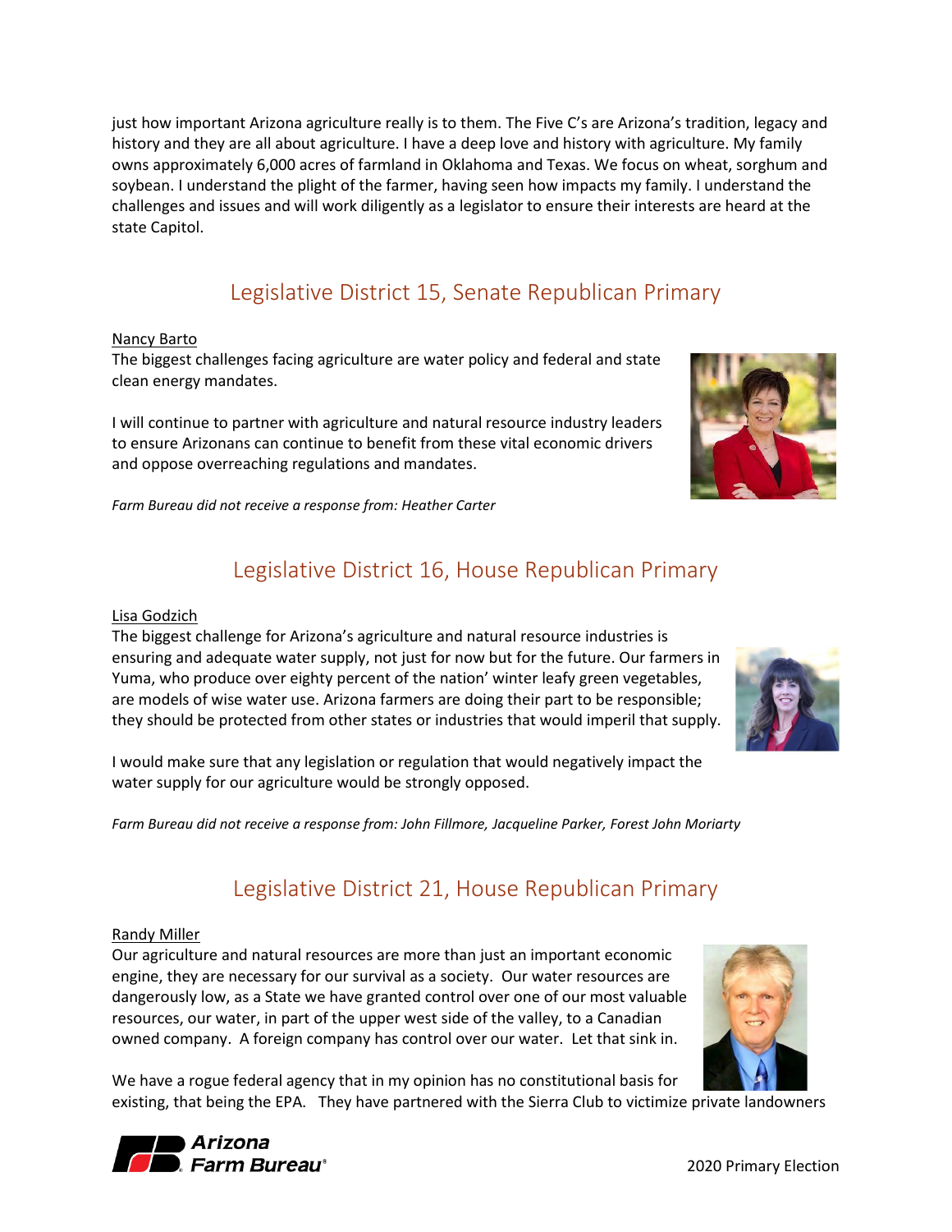just how important Arizona agriculture really is to them. The Five C's are Arizona's tradition, legacy and history and they are all about agriculture. I have a deep love and history with agriculture. My family owns approximately 6,000 acres of farmland in Oklahoma and Texas. We focus on wheat, sorghum and soybean. I understand the plight of the farmer, having seen how impacts my family. I understand the challenges and issues and will work diligently as a legislator to ensure their interests are heard at the state Capitol.

## Legislative District 15, Senate Republican Primary

Nancy Barto

The biggest challenges facing agriculture are water policy and federal and state clean energy mandates.

I will continue to partner with agriculture and natural resource industry leaders to ensure Arizonans can continue to benefit from these vital economic drivers and oppose overreaching regulations and mandates.

*Farm Bureau did not receive a response from: Heather Carter*

## Legislative District 16, House Republican Primary

Lisa Godzich

The biggest challenge for Arizona's agriculture and natural resource industries is ensuring and adequate water supply, not just for now but for the future. Our farmers in Yuma, who produce over eighty percent of the nation' winter leafy green vegetables, are models of wise water use. Arizona farmers are doing their part to be responsible; they should be protected from other states or industries that would imperil that supply.

I would make sure that any legislation or regulation that would negatively impact the water supply for our agriculture would be strongly opposed.

*Farm Bureau did not receive a response from: John Fillmore, Jacqueline Parker, Forest John Moriarty*

## Legislative District 21, House Republican Primary

Randy Miller

Our agriculture and natural resources are more than just an important economic engine, they are necessary for our survival as a society. Our water resources are dangerously low, as a State we have granted control over one of our most valuable resources, our water, in part of the upper west side of the valley, to a Canadian owned company. A foreign company has control over our water. Let that sink in.

We have a rogue federal agency that in my opinion has no constitutional basis for existing, that being the EPA. They have partnered with the Sierra Club to victimize private landowners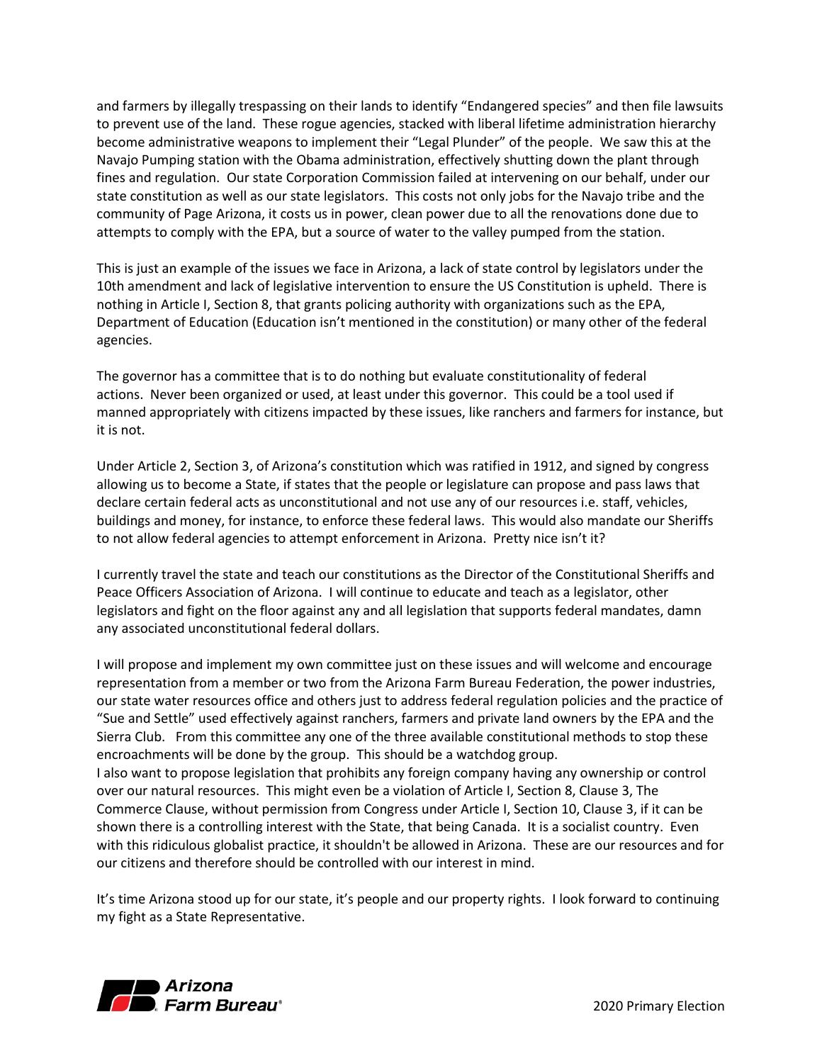and farmers by illegally trespassing on their lands to identify "Endangered species" and then file lawsuits to prevent use of the land. These rogue agencies, stacked with liberal lifetime administration hierarchy become administrative weapons to implement their "Legal Plunder" of the people. We saw this at the Navajo Pumping station with the Obama administration, effectively shutting down the plant through fines and regulation. Our state Corporation Commission failed at intervening on our behalf, under our state constitution as well as our state legislators. This costs not only jobs for the Navajo tribe and the community of Page Arizona, it costs us in power, clean power due to all the renovations done due to attempts to comply with the EPA, but a source of water to the valley pumped from the station.

This is just an example of the issues we face in Arizona, a lack of state control by legislators under the 10th amendment and lack of legislative intervention to ensure the US Constitution is upheld. There is nothing in Article I, Section 8, that grants policing authority with organizations such as the EPA, Department of Education (Education isn't mentioned in the constitution) or many other of the federal agencies.

The governor has a committee that is to do nothing but evaluate constitutionality of federal actions. Never been organized or used, at least under this governor. This could be a tool used if manned appropriately with citizens impacted by these issues, like ranchers and farmers for instance, but it is not.

Under Article 2, Section 3, of Arizona's constitution which was ratified in 1912, and signed by congress allowing us to become a State, if states that the people or legislature can propose and pass laws that declare certain federal acts as unconstitutional and not use any of our resources i.e. staff, vehicles, buildings and money, for instance, to enforce these federal laws. This would also mandate our Sheriffs to not allow federal agencies to attempt enforcement in Arizona. Pretty nice isn't it?

I currently travel the state and teach our constitutions as the Director of the Constitutional Sheriffs and Peace Officers Association of Arizona. I will continue to educate and teach as a legislator, other legislators and fight on the floor against any and all legislation that supports federal mandates, damn any associated unconstitutional federal dollars.

I will propose and implement my own committee just on these issues and will welcome and encourage representation from a member or two from the Arizona Farm Bureau Federation, the power industries, our state water resources office and others just to address federal regulation policies and the practice of "Sue and Settle" used effectively against ranchers, farmers and private land owners by the EPA and the Sierra Club. From this committee any one of the three available constitutional methods to stop these encroachments will be done by the group. This should be a watchdog group.

I also want to propose legislation that prohibits any foreign company having any ownership or control over our natural resources. This might even be a violation of Article I, Section 8, Clause 3, The Commerce Clause, without permission from Congress under Article I, Section 10, Clause 3, if it can be shown there is a controlling interest with the State, that being Canada. It is a socialist country. Even with this ridiculous globalist practice, it shouldn't be allowed in Arizona. These are our resources and for our citizens and therefore should be controlled with our interest in mind.

It's time Arizona stood up for our state, it's people and our property rights. I look forward to continuing my fight as a State Representative.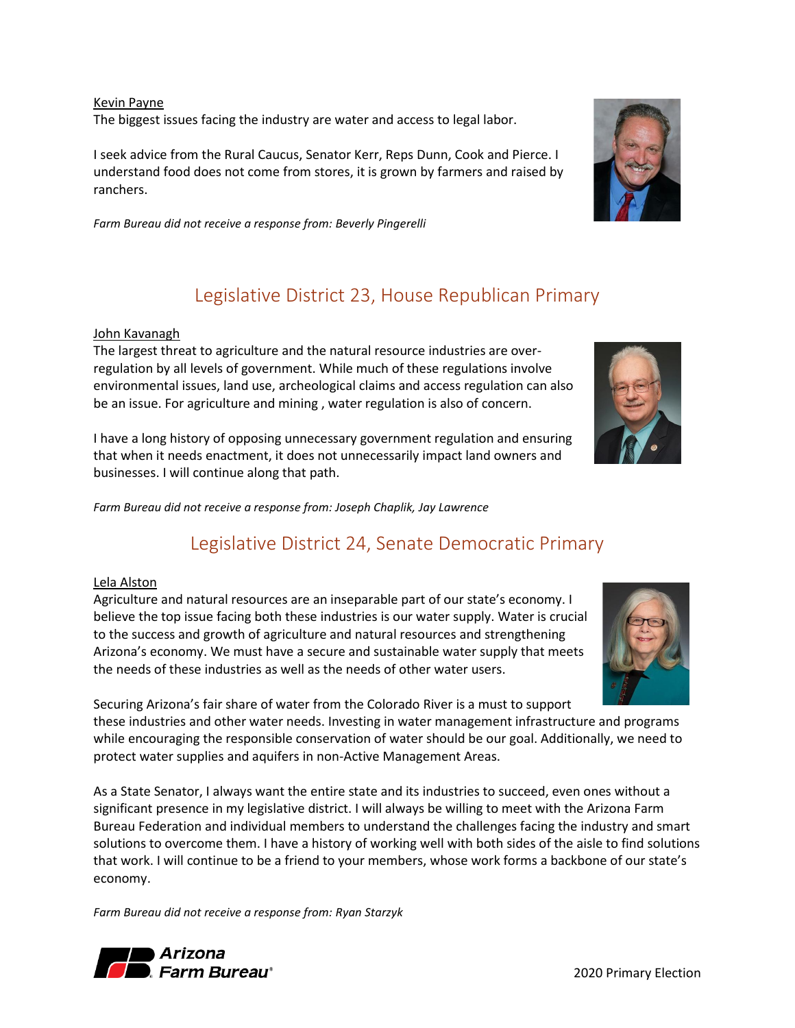Kevin Payne

The biggest issues facing the industry are water and access to legal labor.

I seek advice from the Rural Caucus, Senator Kerr, Reps Dunn, Cook and Pierce. I understand food does not come from stores, it is grown by farmers and raised by ranchers.

*Farm Bureau did not receive a response from: Beverly Pingerelli*

## Legislative District 23, House Republican Primary

John Kavanagh

The largest threat to agriculture and the natural resource industries are over-regulation by all levels of government. While much of these regulations involve environmental issues, land use, archeological claims and access regulation can also be an issue. For agriculture and mining , water regulation is also of concern.

I have a long history of opposing unnecessary government regulation and ensuring that when it needs enactment, it does not unnecessarily impact land owners and businesses. I will continue along that path.

*Farm Bureau did not receive a response from: Joseph Chaplik, Jay Lawrence*

## Legislative District 24, Senate Democratic Primary

Lela Alston

Agriculture and natural resources are an inseparable part of our state's economy. I believe the top issue facing both these industries is our water supply. Water is crucial to the success and growth of agriculture and natural resources and strengthening Arizona's economy. We must have a secure and sustainable water supply that meets the needs of these industries as well as the needs of other water users.

Securing Arizona's fair share of water from the Colorado River is a must to support these industries and other water needs. Investing in water management infrastructure and programs while encouraging the responsible conservation of water should be our goal. Additionally, we need to protect water supplies and aquifers in non-Active Management Areas.

As a State Senator, I always want the entire state and its industries to succeed, even ones without a significant presence in my legislative district. I will always be willing to meet with the Arizona Farm Bureau Federation and individual members to understand the challenges facing the industry and smart solutions to overcome them. I have a history of working well with both sides of the aisle to find solutions that work. I will continue to be a friend to your members, whose work forms a backbone of our state's economy.

*Farm Bureau did not receive a response from: Ryan Starzyk*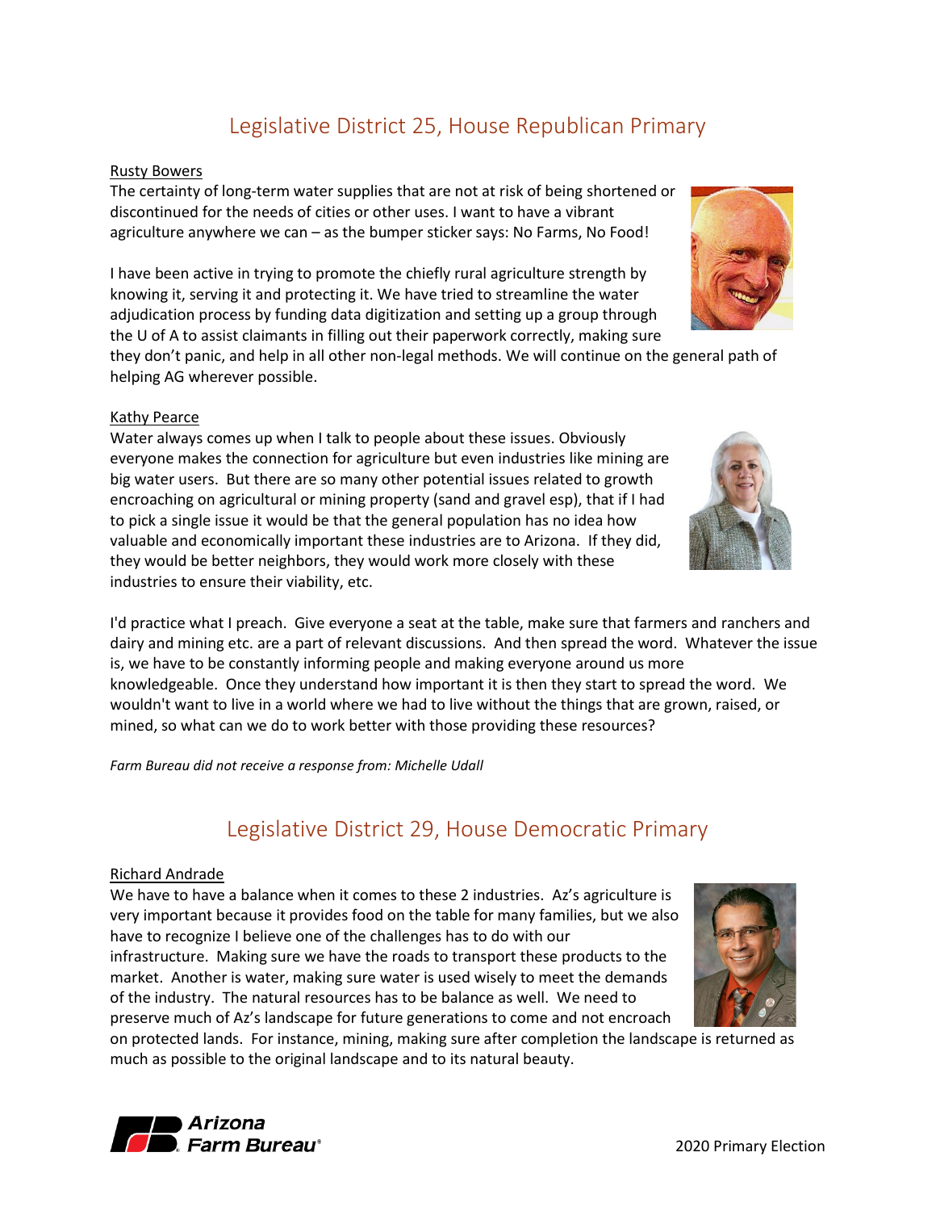## Legislative District 25, House Republican Primary

Rusty Bowers

The certainty of long-term water supplies that are not at risk of being shortened or discontinued for the needs of cities or other uses. I want to have a vibrant agriculture anywhere we can – as the bumper sticker says: No Farms, No Food!

I have been active in trying to promote the chiefly rural agriculture strength by knowing it, serving it and protecting it. We have tried to streamline the water adjudication process by funding data digitization and setting up a group through the U of A to assist claimants in filling out their paperwork correctly, making sure they don't panic, and help in all other non-legal methods. We will continue on the general path of helping AG wherever possible.

Kathy Pearce

Water always comes up when I talk to people about these issues. Obviously everyone makes the connection for agriculture but even industries like mining are big water users. But there are so many other potential issues related to growth encroaching on agricultural or mining property (sand and gravel esp), that if I had to pick a single issue it would be that the general population has no idea how valuable and economically important these industries are to Arizona. If they did, they would be better neighbors, they would work more closely with these industries to ensure their viability, etc.

I'd practice what I preach. Give everyone a seat at the table, make sure that farmers and ranchers and dairy and mining etc. are a part of relevant discussions. And then spread the word. Whatever the issue is, we have to be constantly informing people and making everyone around us more knowledgeable. Once they understand how important it is then they start to spread the word. We wouldn't want to live in a world where we had to live without the things that are grown, raised, or mined, so what can we do to work better with those providing these resources?

*Farm Bureau did not receive a response from: Michelle Udall*

## Legislative District 29, House Democratic Primary

Richard Andrade

We have to have a balance when it comes to these 2 industries. Az's agriculture is very important because it provides food on the table for many families, but we also have to recognize I believe one of the challenges has to do with our infrastructure. Making sure we have the roads to transport these products to the market. Another is water, making sure water is used wisely to meet the demands of the industry. The natural resources has to be balance as well. We need to preserve much of Az's landscape for future generations to come and not encroach on protected lands. For instance, mining, making sure after completion the landscape is returned as much as possible to the original landscape and to its natural beauty.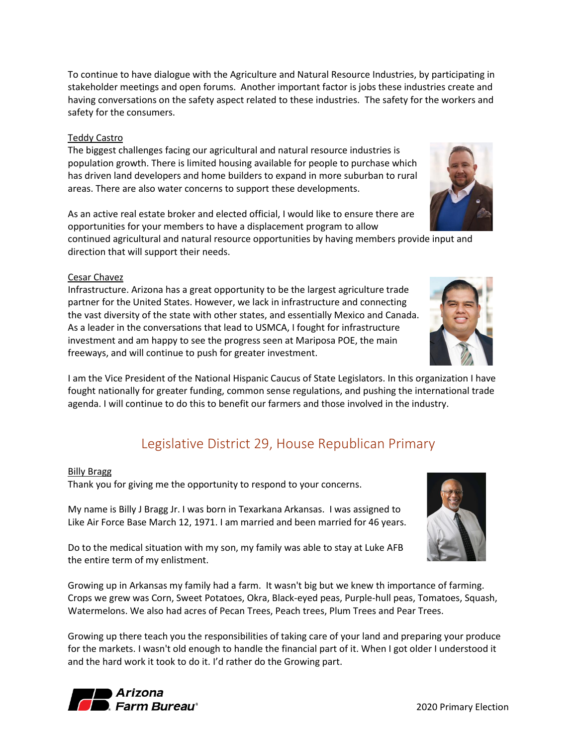To continue to have dialogue with the Agriculture and Natural Resource Industries, by participating in stakeholder meetings and open forums. Another important factor is jobs these industries create and having conversations on the safety aspect related to these industries. The safety for the workers and safety for the consumers.

Teddy Castro

The biggest challenges facing our agricultural and natural resource industries is population growth. There is limited housing available for people to purchase which has driven land developers and home builders to expand in more suburban to rural areas. There are also water concerns to support these developments.

As an active real estate broker and elected official, I would like to ensure there are opportunities for your members to have a displacement program to allow continued agricultural and natural resource opportunities by having members provide input and direction that will support their needs.

Cesar Chavez

Infrastructure. Arizona has a great opportunity to be the largest agriculture trade partner for the United States. However, we lack in infrastructure and connecting the vast diversity of the state with other states, and essentially Mexico and Canada. As a leader in the conversations that lead to USMCA, I fought for infrastructure investment and am happy to see the progress seen at Mariposa POE, the main freeways, and will continue to push for greater investment.

I am the Vice President of the National Hispanic Caucus of State Legislators. In this organization I have fought nationally for greater funding, common sense regulations, and pushing the international trade agenda. I will continue to do this to benefit our farmers and those involved in the industry.

## Legislative District 29, House Republican Primary

Billy Bragg

Thank you for giving me the opportunity to respond to your concerns.

My name is Billy J Bragg Jr. I was born in Texarkana Arkansas. I was assigned to Like Air Force Base March 12, 1971. I am married and been married for 46 years.

Do to the medical situation with my son, my family was able to stay at Luke AFB the entire term of my enlistment.

Growing up in Arkansas my family had a farm. It wasn't big but we knew th importance of farming. Crops we grew was Corn, Sweet Potatoes, Okra, Black-eyed peas, Purple-hull peas, Tomatoes, Squash, Watermelons. We also had acres of Pecan Trees, Peach trees, Plum Trees and Pear Trees.

Growing up there teach you the responsibilities of taking care of your land and preparing your produce for the markets. I wasn't old enough to handle the financial part of it. When I got older I understood it and the hard work it took to do it. I'd rather do the Growing part.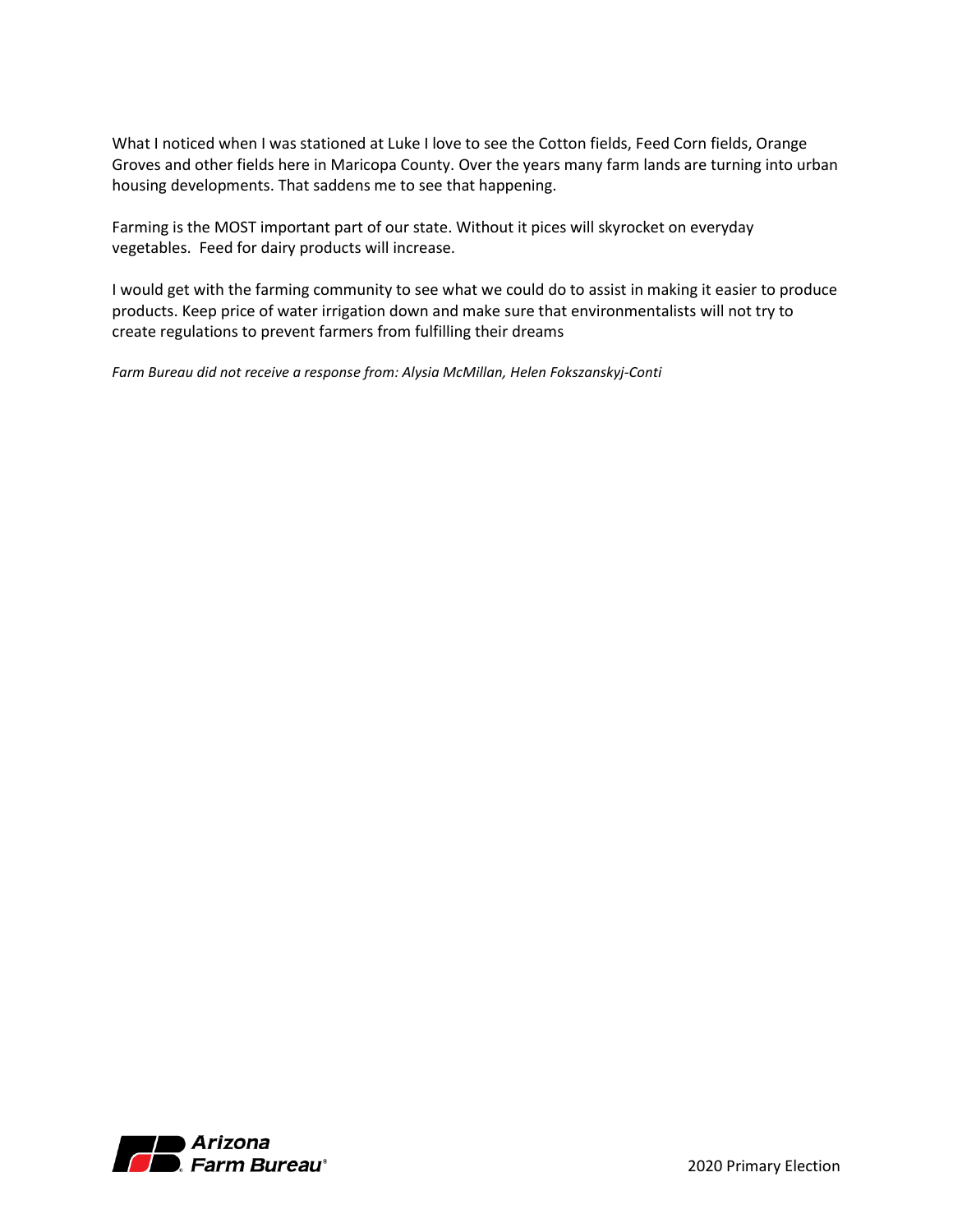What I noticed when I was stationed at Luke I love to see the Cotton fields, Feed Corn fields, Orange Groves and other fields here in Maricopa County. Over the years many farm lands are turning into urban housing developments. That saddens me to see that happening.

Farming is the MOST important part of our state. Without it pices will skyrocket on everyday vegetables. Feed for dairy products will increase.

I would get with the farming community to see what we could do to assist in making it easier to produce products. Keep price of water irrigation down and make sure that environmentalists will not try to create regulations to prevent farmers from fulfilling their dreams

*Farm Bureau did not receive a response from: Alysia McMillan, Helen Fokszanskyj-Conti*